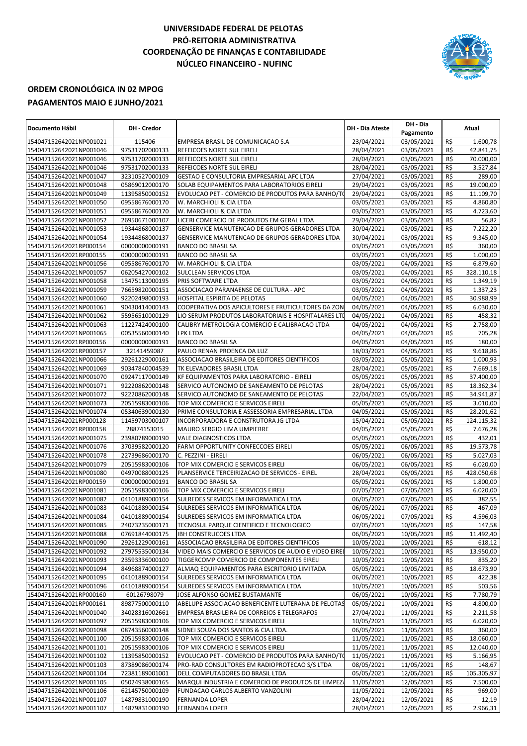# UNIVERSIDADE FEDERAL DE PELOTAS
## PRÓ-REITORIA ADMINISTRATIVA
## COORDENAÇÃO DE FINANÇAS E CONTABILIDADE
## NÚCLEO FINANCEIRO - NUFINC

## ORDEM CRONOLÓGICA IN 02 MPOG
## PAGAMENTOS MAIO E JUNHO/2021

| Documento Hábil | DH - Credor | | DH - Dia Ateste | DH - Dia Pagamento | Atual | |
|---|---|---|---|---|---|---|
| 154047152642021NP001021 | 115406 | EMPRESA BRASIL DE COMUNICACAO S.A | 23/04/2021 | 03/05/2021 | R$ | 1.600,78 |
| 154047152642021NP001046 | 97531702000133 | REFEICOES NORTE SUL EIRELI | 28/04/2021 | 03/05/2021 | R$ | 42.841,75 |
| 154047152642021NP001046 | 97531702000133 | REFEICOES NORTE SUL EIRELI | 28/04/2021 | 03/05/2021 | R$ | 70.000,00 |
| 154047152642021NP001046 | 97531702000133 | REFEICOES NORTE SUL EIRELI | 28/04/2021 | 03/05/2021 | R$ | 3.527,84 |
| 154047152642021NP001047 | 32310527000109 | GESTAO E CONSULTORIA EMPRESARIAL AFC LTDA | 27/04/2021 | 03/05/2021 | R$ | 289,00 |
| 154047152642021NP001048 | 05869012000170 | SOLAB EQUIPAMENTOS PARA LABORATORIOS EIRELI | 29/04/2021 | 03/05/2021 | R$ | 19.000,00 |
| 154047152642021NP001049 | 11395850000152 | EVOLUCAO PET - COMERCIO DE PRODUTOS PARA BANHO/T | 29/04/2021 | 03/05/2021 | R$ | 11.109,70 |
| 154047152642021NP001050 | 09558676000170 | W. MARCHIOLI & CIA LTDA | 03/05/2021 | 03/05/2021 | R$ | 4.860,80 |
| 154047152642021NP001051 | 09558676000170 | W. MARCHIOLI & CIA LTDA | 03/05/2021 | 03/05/2021 | R$ | 4.723,60 |
| 154047152642021NP001052 | 26950671000107 | LICERI COMERCIO DE PRODUTOS EM GERAL LTDA | 29/04/2021 | 03/05/2021 | R$ | 56,82 |
| 154047152642021NP001053 | 19344868000137 | GENSERVICE MANUTENCAO DE GRUPOS GERADORES LTDA | 30/04/2021 | 03/05/2021 | R$ | 7.222,20 |
| 154047152642021NP001054 | 19344868000137 | GENSERVICE MANUTENCAO DE GRUPOS GERADORES LTDA | 30/04/2021 | 03/05/2021 | R$ | 9.345,00 |
| 154047152642021RP000154 | 00000000000191 | BANCO DO BRASIL SA | 03/05/2021 | 03/05/2021 | R$ | 360,00 |
| 154047152642021RP000155 | 00000000000191 | BANCO DO BRASIL SA | 03/05/2021 | 03/05/2021 | R$ | 1.000,00 |
| 154047152642021NP001056 | 09558676000170 | W. MARCHIOLI & CIA LTDA | 03/05/2021 | 04/05/2021 | R$ | 6.879,60 |
| 154047152642021NP001057 | 06205427000102 | SULCLEAN SERVICOS LTDA | 03/05/2021 | 04/05/2021 | R$ | 328.110,18 |
| 154047152642021NP001058 | 13475113000195 | PRIS SOFTWARE LTDA | 03/05/2021 | 04/05/2021 | R$ | 1.349,19 |
| 154047152642021NP001059 | 76659820000151 | ASSOCIACAO PARANAENSE DE CULTURA - APC | 03/05/2021 | 04/05/2021 | R$ | 1.337,23 |
| 154047152642021NP001060 | 92202498000193 | HOSPITAL ESPIRITA DE PELOTAS | 04/05/2021 | 04/05/2021 | R$ | 30.988,99 |
| 154047152642021NP001061 | 90430414000143 | COOPERATIVA DOS APICULTORES E FRUTICULTORES DA ZON | 04/05/2021 | 04/05/2021 | R$ | 6.030,00 |
| 154047152642021NP001062 | 55956510000129 | LIO SERUM PRODUTOS LABORATORIAIS E HOSPITALARES LTD | 04/05/2021 | 04/05/2021 | R$ | 458,32 |
| 154047152642021NP001063 | 11227424000100 | CALIBRY METROLOGIA COMERCIO E CALIBRACAO LTDA | 04/05/2021 | 04/05/2021 | R$ | 2.758,00 |
| 154047152642021NP001065 | 00535560000140 | LPK LTDA | 04/05/2021 | 04/05/2021 | R$ | 705,28 |
| 154047152642021RP000156 | 00000000000191 | BANCO DO BRASIL SA | 04/05/2021 | 04/05/2021 | R$ | 180,00 |
| 154047152642021RP000157 | 32141459087 | PAULO RENAN PROENCA DA LUZ | 18/03/2021 | 04/05/2021 | R$ | 9.618,86 |
| 154047152642021NP001066 | 29261229000161 | ASSOCIACAO BRASILEIRA DE EDITORES CIENTIFICOS | 03/05/2021 | 05/05/2021 | R$ | 1.000,93 |
| 154047152642021NP001069 | 90347840004539 | TK ELEVADORES BRASIL LTDA | 28/04/2021 | 05/05/2021 | R$ | 7.669,18 |
| 154047152642021NP001070 | 09247117000149 | KF EQUIPAMENTOS PARA LABORATORIO - EIRELI | 05/05/2021 | 05/05/2021 | R$ | 37.400,00 |
| 154047152642021NP001071 | 92220862000148 | SERVICO AUTONOMO DE SANEAMENTO DE PELOTAS | 28/04/2021 | 05/05/2021 | R$ | 18.362,34 |
| 154047152642021NP001072 | 92220862000148 | SERVICO AUTONOMO DE SANEAMENTO DE PELOTAS | 22/04/2021 | 05/05/2021 | R$ | 34.941,87 |
| 154047152642021NP001073 | 20515983000106 | TOP MIX COMERCIO E SERVICOS EIRELI | 05/05/2021 | 05/05/2021 | R$ | 3.010,00 |
| 154047152642021NP001074 | 05340639000130 | PRIME CONSULTORIA E ASSESSORIA EMPRESARIAL LTDA | 04/05/2021 | 05/05/2021 | R$ | 28.201,62 |
| 154047152642021RP000128 | 11459703000107 | INCORPORADORA E CONSTRUTORA JG LTDA | 15/04/2021 | 05/05/2021 | R$ | 124.115,32 |
| 154047152642021RP000158 | 28874153015 | MAURO SERGIO LIMA UMPIERRE | 04/05/2021 | 05/05/2021 | R$ | 7.676,28 |
| 154047152642021NP001075 | 23980789000190 | VALE DIAGNOSTICOS LTDA | 05/05/2021 | 06/05/2021 | R$ | 432,01 |
| 154047152642021NP001076 | 37039582000120 | FARM OPPORTUNITY CONFECCOES EIRELI | 05/05/2021 | 06/05/2021 | R$ | 19.573,78 |
| 154047152642021NP001078 | 22739686000170 | C. PEZZINI - EIRELI | 06/05/2021 | 06/05/2021 | R$ | 5.027,03 |
| 154047152642021NP001079 | 20515983000106 | TOP MIX COMERCIO E SERVICOS EIRELI | 06/05/2021 | 06/05/2021 | R$ | 6.020,00 |
| 154047152642021NP001080 | 04970088000125 | PLANSERVICE TERCEIRIZACAO DE SERVICOS - EIREL | 28/04/2021 | 06/05/2021 | R$ | 428.050,68 |
| 154047152642021RP000159 | 00000000000191 | BANCO DO BRASIL SA | 05/05/2021 | 06/05/2021 | R$ | 1.800,00 |
| 154047152642021NP001081 | 20515983000106 | TOP MIX COMERCIO E SERVICOS EIRELI | 07/05/2021 | 07/05/2021 | R$ | 6.020,00 |
| 154047152642021NP001082 | 04101889000154 | SULREDES SERVICOS EM INFORMATICA LTDA | 06/05/2021 | 07/05/2021 | R$ | 382,55 |
| 154047152642021NP001083 | 04101889000154 | SULREDES SERVICOS EM INFORMATICA LTDA | 06/05/2021 | 07/05/2021 | R$ | 467,09 |
| 154047152642021NP001084 | 04101889000154 | SULREDES SERVICOS EM INFORMATICA LTDA | 06/05/2021 | 07/05/2021 | R$ | 4.596,03 |
| 154047152642021NP001085 | 24073235000171 | TECNOSUL PARQUE CIENTIFICO E TECNOLOGICO | 07/05/2021 | 10/05/2021 | R$ | 147,58 |
| 154047152642021NP001088 | 07691844000175 | IBH CONSTRUCOES LTDA | 06/05/2021 | 10/05/2021 | R$ | 11.492,40 |
| 154047152642021NP001090 | 29261229000161 | ASSOCIACAO BRASILEIRA DE EDITORES CIENTIFICOS | 10/05/2021 | 10/05/2021 | R$ | 618,12 |
| 154047152642021NP001092 | 27975535000134 | VIDEO MAIS COMERCIO E SERVICOS DE AUDIO E VIDEO EIREI | 10/05/2021 | 10/05/2021 | R$ | 13.950,00 |
| 154047152642021NP001093 | 23593336000100 | TIGGERCOMP COMERCIO DE COMPONENTES EIRELI | 10/05/2021 | 10/05/2021 | R$ | 835,20 |
| 154047152642021NP001094 | 84968874000127 | ALMAQ EQUIPAMENTOS PARA ESCRITORIO LIMITADA | 05/05/2021 | 10/05/2021 | R$ | 18.673,90 |
| 154047152642021NP001095 | 04101889000154 | SULREDES SERVICOS EM INFORMATICA LTDA | 06/05/2021 | 10/05/2021 | R$ | 422,38 |
| 154047152642021NP001096 | 04101889000154 | SULREDES SERVICOS EM INFORMATICA LTDA | 10/05/2021 | 10/05/2021 | R$ | 503,56 |
| 154047152642021RP000160 | 60126798079 | JOSE ALFONSO GOMEZ BUSTAMANTE | 06/05/2021 | 10/05/2021 | R$ | 7.780,79 |
| 154047152642021RP000161 | 89877500000110 | ABELUPE ASSOCIACAO BENEFICENTE LUTERANA DE PELOTAS | 05/05/2021 | 10/05/2021 | R$ | 4.800,00 |
| 154047152642021NP001040 | 34028316002661 | EMPRESA BRASILEIRA DE CORREIOS E TELEGRAFOS | 27/04/2021 | 11/05/2021 | R$ | 2.211,58 |
| 154047152642021NP001097 | 20515983000106 | TOP MIX COMERCIO E SERVICOS EIRELI | 10/05/2021 | 11/05/2021 | R$ | 6.020,00 |
| 154047152642021NP001098 | 08743560000148 | SIDNEI SOUZA DOS SANTOS & CIA.LTDA. | 06/05/2021 | 11/05/2021 | R$ | 360,00 |
| 154047152642021NP001100 | 20515983000106 | TOP MIX COMERCIO E SERVICOS EIRELI | 11/05/2021 | 11/05/2021 | R$ | 18.060,00 |
| 154047152642021NP001101 | 20515983000106 | TOP MIX COMERCIO E SERVICOS EIRELI | 11/05/2021 | 11/05/2021 | R$ | 12.040,00 |
| 154047152642021NP001102 | 11395850000152 | EVOLUCAO PET - COMERCIO DE PRODUTOS PARA BANHO/T | 11/05/2021 | 11/05/2021 | R$ | 5.166,95 |
| 154047152642021NP001103 | 87389086000174 | PRO-RAD CONSULTORES EM RADIOPROTECAO S/S LTDA | 08/05/2021 | 11/05/2021 | R$ | 148,67 |
| 154047152642021NP001104 | 72381189001001 | DELL COMPUTADORES DO BRASIL LTDA | 05/05/2021 | 12/05/2021 | R$ | 105.305,97 |
| 154047152642021NP001105 | 05024938000165 | MARQUI INDUSTRIA E COMERCIO DE PRODUTOS DE LIMPEZ | 11/05/2021 | 12/05/2021 | R$ | 7.500,00 |
| 154047152642021NP001106 | 62145750000109 | FUNDACAO CARLOS ALBERTO VANZOLINI | 11/05/2021 | 12/05/2021 | R$ | 969,00 |
| 154047152642021NP001107 | 14879831000190 | FERNANDA LOPER | 28/04/2021 | 12/05/2021 | R$ | 12,19 |
| 154047152642021NP001107 | 14879831000190 | FERNANDA LOPER | 28/04/2021 | 12/05/2021 | R$ | 2.966,31 |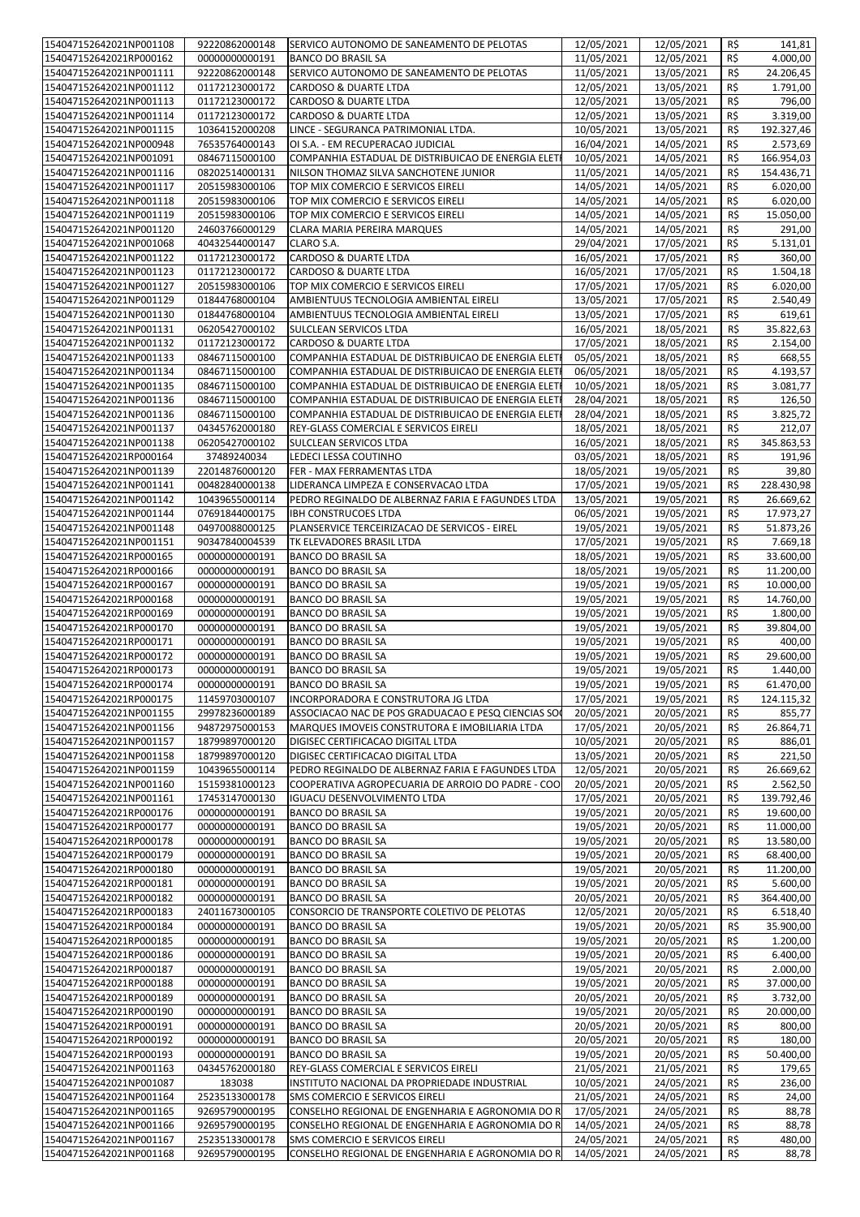| | | | | | | |
|---|---|---|---|---|---|---|
| 154047152642021NP001108 | 92220862000148 | SERVICO AUTONOMO DE SANEAMENTO DE PELOTAS | 12/05/2021 | 12/05/2021 | R$ | 141,81 |
| 154047152642021RP000162 | 00000000000191 | BANCO DO BRASIL SA | 11/05/2021 | 12/05/2021 | R$ | 4.000,00 |
| 154047152642021NP001111 | 92220862000148 | SERVICO AUTONOMO DE SANEAMENTO DE PELOTAS | 11/05/2021 | 13/05/2021 | R$ | 24.206,45 |
| 154047152642021NP001112 | 01172123000172 | CARDOSO & DUARTE LTDA | 12/05/2021 | 13/05/2021 | R$ | 1.791,00 |
| 154047152642021NP001113 | 01172123000172 | CARDOSO & DUARTE LTDA | 12/05/2021 | 13/05/2021 | R$ | 796,00 |
| 154047152642021NP001114 | 01172123000172 | CARDOSO & DUARTE LTDA | 12/05/2021 | 13/05/2021 | R$ | 3.319,00 |
| 154047152642021NP001115 | 10364152000208 | LINCE - SEGURANCA PATRIMONIAL LTDA. | 10/05/2021 | 13/05/2021 | R$ | 192.327,46 |
| 154047152642021NP000948 | 76535764000143 | OI S.A. - EM RECUPERACAO JUDICIAL | 16/04/2021 | 14/05/2021 | R$ | 2.573,69 |
| 154047152642021NP001091 | 08467115000100 | COMPANHIA ESTADUAL DE DISTRIBUICAO DE ENERGIA ELETI | 10/05/2021 | 14/05/2021 | R$ | 166.954,03 |
| 154047152642021NP001116 | 08202514000131 | NILSON THOMAZ SILVA SANCHOTENE JUNIOR | 11/05/2021 | 14/05/2021 | R$ | 154.436,71 |
| 154047152642021NP001117 | 20515983000106 | TOP MIX COMERCIO E SERVICOS EIRELI | 14/05/2021 | 14/05/2021 | R$ | 6.020,00 |
| 154047152642021NP001118 | 20515983000106 | TOP MIX COMERCIO E SERVICOS EIRELI | 14/05/2021 | 14/05/2021 | R$ | 6.020,00 |
| 154047152642021NP001119 | 20515983000106 | TOP MIX COMERCIO E SERVICOS EIRELI | 14/05/2021 | 14/05/2021 | R$ | 15.050,00 |
| 154047152642021NP001120 | 24603766000129 | CLARA MARIA PEREIRA MARQUES | 14/05/2021 | 14/05/2021 | R$ | 291,00 |
| 154047152642021NP001068 | 40432544000147 | CLARO S.A. | 29/04/2021 | 17/05/2021 | R$ | 5.131,01 |
| 154047152642021NP001122 | 01172123000172 | CARDOSO & DUARTE LTDA | 16/05/2021 | 17/05/2021 | R$ | 360,00 |
| 154047152642021NP001123 | 01172123000172 | CARDOSO & DUARTE LTDA | 16/05/2021 | 17/05/2021 | R$ | 1.504,18 |
| 154047152642021NP001127 | 20515983000106 | TOP MIX COMERCIO E SERVICOS EIRELI | 17/05/2021 | 17/05/2021 | R$ | 6.020,00 |
| 154047152642021NP001129 | 01844768000104 | AMBIENTUUS TECNOLOGIA AMBIENTAL EIRELI | 13/05/2021 | 17/05/2021 | R$ | 2.540,49 |
| 154047152642021NP001130 | 01844768000104 | AMBIENTUUS TECNOLOGIA AMBIENTAL EIRELI | 13/05/2021 | 17/05/2021 | R$ | 619,61 |
| 154047152642021NP001131 | 06205427000102 | SULCLEAN SERVICOS LTDA | 16/05/2021 | 18/05/2021 | R$ | 35.822,63 |
| 154047152642021NP001132 | 01172123000172 | CARDOSO & DUARTE LTDA | 17/05/2021 | 18/05/2021 | R$ | 2.154,00 |
| 154047152642021NP001133 | 08467115000100 | COMPANHIA ESTADUAL DE DISTRIBUICAO DE ENERGIA ELETI | 05/05/2021 | 18/05/2021 | R$ | 668,55 |
| 154047152642021NP001134 | 08467115000100 | COMPANHIA ESTADUAL DE DISTRIBUICAO DE ENERGIA ELETI | 06/05/2021 | 18/05/2021 | R$ | 4.193,57 |
| 154047152642021NP001135 | 08467115000100 | COMPANHIA ESTADUAL DE DISTRIBUICAO DE ENERGIA ELETI | 10/05/2021 | 18/05/2021 | R$ | 3.081,77 |
| 154047152642021NP001136 | 08467115000100 | COMPANHIA ESTADUAL DE DISTRIBUICAO DE ENERGIA ELETI | 28/04/2021 | 18/05/2021 | R$ | 126,50 |
| 154047152642021NP001136 | 08467115000100 | COMPANHIA ESTADUAL DE DISTRIBUICAO DE ENERGIA ELETI | 28/04/2021 | 18/05/2021 | R$ | 3.825,72 |
| 154047152642021NP001137 | 04345762000180 | REY-GLASS COMERCIAL E SERVICOS EIRELI | 18/05/2021 | 18/05/2021 | R$ | 212,07 |
| 154047152642021NP001138 | 06205427000102 | SULCLEAN SERVICOS LTDA | 16/05/2021 | 18/05/2021 | R$ | 345.863,53 |
| 154047152642021RP000164 | 37489240034 | LEDECI LESSA COUTINHO | 03/05/2021 | 18/05/2021 | R$ | 191,96 |
| 154047152642021NP001139 | 22014876000120 | FER - MAX FERRAMENTAS LTDA | 18/05/2021 | 19/05/2021 | R$ | 39,80 |
| 154047152642021NP001141 | 00482840000138 | LIDERANCA LIMPEZA E CONSERVACAO LTDA | 17/05/2021 | 19/05/2021 | R$ | 228.430,98 |
| 154047152642021NP001142 | 10439655000114 | PEDRO REGINALDO DE ALBERNAZ FARIA E FAGUNDES LTDA | 13/05/2021 | 19/05/2021 | R$ | 26.669,62 |
| 154047152642021NP001144 | 07691844000175 | IBH CONSTRUCOES LTDA | 06/05/2021 | 19/05/2021 | R$ | 17.973,27 |
| 154047152642021NP001148 | 04970088000125 | PLANSERVICE TERCEIRIZACAO DE SERVICOS - EIREL | 19/05/2021 | 19/05/2021 | R$ | 51.873,26 |
| 154047152642021NP001151 | 90347840004539 | TK ELEVADORES BRASIL LTDA | 17/05/2021 | 19/05/2021 | R$ | 7.669,18 |
| 154047152642021RP000165 | 00000000000191 | BANCO DO BRASIL SA | 18/05/2021 | 19/05/2021 | R$ | 33.600,00 |
| 154047152642021RP000166 | 00000000000191 | BANCO DO BRASIL SA | 18/05/2021 | 19/05/2021 | R$ | 11.200,00 |
| 154047152642021RP000167 | 00000000000191 | BANCO DO BRASIL SA | 19/05/2021 | 19/05/2021 | R$ | 10.000,00 |
| 154047152642021RP000168 | 00000000000191 | BANCO DO BRASIL SA | 19/05/2021 | 19/05/2021 | R$ | 14.760,00 |
| 154047152642021RP000169 | 00000000000191 | BANCO DO BRASIL SA | 19/05/2021 | 19/05/2021 | R$ | 1.800,00 |
| 154047152642021RP000170 | 00000000000191 | BANCO DO BRASIL SA | 19/05/2021 | 19/05/2021 | R$ | 39.804,00 |
| 154047152642021RP000171 | 00000000000191 | BANCO DO BRASIL SA | 19/05/2021 | 19/05/2021 | R$ | 400,00 |
| 154047152642021RP000172 | 00000000000191 | BANCO DO BRASIL SA | 19/05/2021 | 19/05/2021 | R$ | 29.600,00 |
| 154047152642021RP000173 | 00000000000191 | BANCO DO BRASIL SA | 19/05/2021 | 19/05/2021 | R$ | 1.440,00 |
| 154047152642021RP000174 | 00000000000191 | BANCO DO BRASIL SA | 19/05/2021 | 19/05/2021 | R$ | 61.470,00 |
| 154047152642021RP000175 | 11459703000107 | INCORPORADORA E CONSTRUTORA JG LTDA | 17/05/2021 | 19/05/2021 | R$ | 124.115,32 |
| 154047152642021NP001155 | 29978236000189 | ASSOCIACAO NAC DE POS GRADUACAO E PESQ CIENCIAS SO | 20/05/2021 | 20/05/2021 | R$ | 855,77 |
| 154047152642021NP001156 | 94872975000153 | MARQUES IMOVEIS CONSTRUTORA E IMOBILIARIA LTDA | 17/05/2021 | 20/05/2021 | R$ | 26.864,71 |
| 154047152642021NP001157 | 18799897000120 | DIGISEC CERTIFICACAO DIGITAL LTDA | 10/05/2021 | 20/05/2021 | R$ | 886,01 |
| 154047152642021NP001158 | 18799897000120 | DIGISEC CERTIFICACAO DIGITAL LTDA | 13/05/2021 | 20/05/2021 | R$ | 221,50 |
| 154047152642021NP001159 | 10439655000114 | PEDRO REGINALDO DE ALBERNAZ FARIA E FAGUNDES LTDA | 12/05/2021 | 20/05/2021 | R$ | 26.669,62 |
| 154047152642021NP001160 | 15159381000123 | COOPERATIVA AGROPECUARIA DE ARROIO DO PADRE - COO | 20/05/2021 | 20/05/2021 | R$ | 2.562,50 |
| 154047152642021NP001161 | 17453147000130 | IGUACU DESENVOLVIMENTO LTDA | 17/05/2021 | 20/05/2021 | R$ | 139.792,46 |
| 154047152642021RP000176 | 00000000000191 | BANCO DO BRASIL SA | 19/05/2021 | 20/05/2021 | R$ | 19.600,00 |
| 154047152642021RP000177 | 00000000000191 | BANCO DO BRASIL SA | 19/05/2021 | 20/05/2021 | R$ | 11.000,00 |
| 154047152642021RP000178 | 00000000000191 | BANCO DO BRASIL SA | 19/05/2021 | 20/05/2021 | R$ | 13.580,00 |
| 154047152642021RP000179 | 00000000000191 | BANCO DO BRASIL SA | 19/05/2021 | 20/05/2021 | R$ | 68.400,00 |
| 154047152642021RP000180 | 00000000000191 | BANCO DO BRASIL SA | 19/05/2021 | 20/05/2021 | R$ | 11.200,00 |
| 154047152642021RP000181 | 00000000000191 | BANCO DO BRASIL SA | 19/05/2021 | 20/05/2021 | R$ | 5.600,00 |
| 154047152642021RP000182 | 00000000000191 | BANCO DO BRASIL SA | 20/05/2021 | 20/05/2021 | R$ | 364.400,00 |
| 154047152642021RP000183 | 24011673000105 | CONSORCIO DE TRANSPORTE COLETIVO DE PELOTAS | 12/05/2021 | 20/05/2021 | R$ | 6.518,40 |
| 154047152642021RP000184 | 00000000000191 | BANCO DO BRASIL SA | 19/05/2021 | 20/05/2021 | R$ | 35.900,00 |
| 154047152642021RP000185 | 00000000000191 | BANCO DO BRASIL SA | 19/05/2021 | 20/05/2021 | R$ | 1.200,00 |
| 154047152642021RP000186 | 00000000000191 | BANCO DO BRASIL SA | 19/05/2021 | 20/05/2021 | R$ | 6.400,00 |
| 154047152642021RP000187 | 00000000000191 | BANCO DO BRASIL SA | 19/05/2021 | 20/05/2021 | R$ | 2.000,00 |
| 154047152642021RP000188 | 00000000000191 | BANCO DO BRASIL SA | 19/05/2021 | 20/05/2021 | R$ | 37.000,00 |
| 154047152642021RP000189 | 00000000000191 | BANCO DO BRASIL SA | 20/05/2021 | 20/05/2021 | R$ | 3.732,00 |
| 154047152642021RP000190 | 00000000000191 | BANCO DO BRASIL SA | 19/05/2021 | 20/05/2021 | R$ | 20.000,00 |
| 154047152642021RP000191 | 00000000000191 | BANCO DO BRASIL SA | 20/05/2021 | 20/05/2021 | R$ | 800,00 |
| 154047152642021RP000192 | 00000000000191 | BANCO DO BRASIL SA | 20/05/2021 | 20/05/2021 | R$ | 180,00 |
| 154047152642021RP000193 | 00000000000191 | BANCO DO BRASIL SA | 19/05/2021 | 20/05/2021 | R$ | 50.400,00 |
| 154047152642021NP001163 | 04345762000180 | REY-GLASS COMERCIAL E SERVICOS EIRELI | 21/05/2021 | 21/05/2021 | R$ | 179,65 |
| 154047152642021NP001087 | 183038 | INSTITUTO NACIONAL DA PROPRIEDADE INDUSTRIAL | 10/05/2021 | 24/05/2021 | R$ | 236,00 |
| 154047152642021NP001164 | 25235133000178 | SMS COMERCIO E SERVICOS EIRELI | 21/05/2021 | 24/05/2021 | R$ | 24,00 |
| 154047152642021NP001165 | 92695790000195 | CONSELHO REGIONAL DE ENGENHARIA E AGRONOMIA DO R | 17/05/2021 | 24/05/2021 | R$ | 88,78 |
| 154047152642021NP001166 | 92695790000195 | CONSELHO REGIONAL DE ENGENHARIA E AGRONOMIA DO R | 14/05/2021 | 24/05/2021 | R$ | 88,78 |
| 154047152642021NP001167 | 25235133000178 | SMS COMERCIO E SERVICOS EIRELI | 24/05/2021 | 24/05/2021 | R$ | 480,00 |
| 154047152642021NP001168 | 92695790000195 | CONSELHO REGIONAL DE ENGENHARIA E AGRONOMIA DO R | 14/05/2021 | 24/05/2021 | R$ | 88,78 |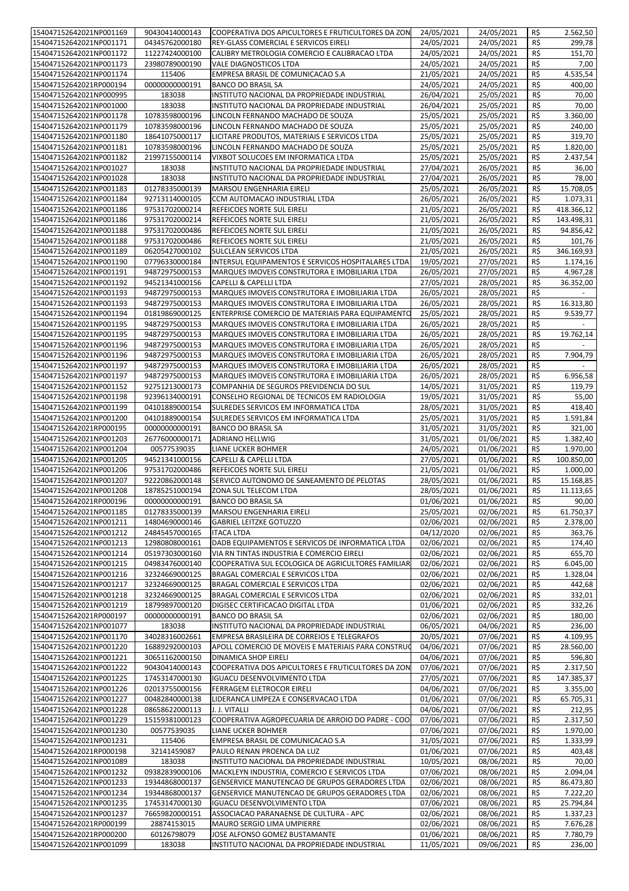| | | | | | | |
|---|---|---|---|---|---|---|
| 154047152642021NP001169 | 90430414000143 | COOPERATIVA DOS APICULTORES E FRUTICULTORES DA ZON | 24/05/2021 | 24/05/2021 | R$ | 2.562,50 |
| 154047152642021NP001171 | 04345762000180 | REY-GLASS COMERCIAL E SERVICOS EIRELI | 24/05/2021 | 24/05/2021 | R$ | 299,78 |
| 154047152642021NP001172 | 11227424000100 | CALIBRY METROLOGIA COMERCIO E CALIBRACAO LTDA | 24/05/2021 | 24/05/2021 | R$ | 151,70 |
| 154047152642021NP001173 | 23980789000190 | VALE DIAGNOSTICOS LTDA | 24/05/2021 | 24/05/2021 | R$ | 7,00 |
| 154047152642021NP001174 | 115406 | EMPRESA BRASIL DE COMUNICACAO S.A | 21/05/2021 | 24/05/2021 | R$ | 4.535,54 |
| 154047152642021RP000194 | 00000000000191 | BANCO DO BRASIL SA | 24/05/2021 | 24/05/2021 | R$ | 400,00 |
| 154047152642021NP000995 | 183038 | INSTITUTO NACIONAL DA PROPRIEDADE INDUSTRIAL | 26/04/2021 | 25/05/2021 | R$ | 70,00 |
| 154047152642021NP001000 | 183038 | INSTITUTO NACIONAL DA PROPRIEDADE INDUSTRIAL | 26/04/2021 | 25/05/2021 | R$ | 70,00 |
| 154047152642021NP001178 | 10783598000196 | LINCOLN FERNANDO MACHADO DE SOUZA | 25/05/2021 | 25/05/2021 | R$ | 3.360,00 |
| 154047152642021NP001179 | 10783598000196 | LINCOLN FERNANDO MACHADO DE SOUZA | 25/05/2021 | 25/05/2021 | R$ | 240,00 |
| 154047152642021NP001180 | 18641075000117 | LICITARE PRODUTOS, MATERIAIS E SERVICOS LTDA | 25/05/2021 | 25/05/2021 | R$ | 319,70 |
| 154047152642021NP001181 | 10783598000196 | LINCOLN FERNANDO MACHADO DE SOUZA | 25/05/2021 | 25/05/2021 | R$ | 1.820,00 |
| 154047152642021NP001182 | 21997155000114 | VIXBOT SOLUCOES EM INFORMATICA LTDA | 25/05/2021 | 25/05/2021 | R$ | 2.437,54 |
| 154047152642021NP001027 | 183038 | INSTITUTO NACIONAL DA PROPRIEDADE INDUSTRIAL | 27/04/2021 | 26/05/2021 | R$ | 36,00 |
| 154047152642021NP001028 | 183038 | INSTITUTO NACIONAL DA PROPRIEDADE INDUSTRIAL | 27/04/2021 | 26/05/2021 | R$ | 78,00 |
| 154047152642021NP001183 | 01278335000139 | MARSOU ENGENHARIA EIRELI | 25/05/2021 | 26/05/2021 | R$ | 15.708,05 |
| 154047152642021NP001184 | 92713114000105 | CCM AUTOMACAO INDUSTRIAL LTDA | 26/05/2021 | 26/05/2021 | R$ | 1.073,31 |
| 154047152642021NP001186 | 97531702000214 | REFEICOES NORTE SUL EIRELI | 21/05/2021 | 26/05/2021 | R$ | 418.366,12 |
| 154047152642021NP001186 | 97531702000214 | REFEICOES NORTE SUL EIRELI | 21/05/2021 | 26/05/2021 | R$ | 143.498,31 |
| 154047152642021NP001188 | 97531702000486 | REFEICOES NORTE SUL EIRELI | 21/05/2021 | 26/05/2021 | R$ | 94.856,42 |
| 154047152642021NP001188 | 97531702000486 | REFEICOES NORTE SUL EIRELI | 21/05/2021 | 26/05/2021 | R$ | 101,76 |
| 154047152642021NP001189 | 06205427000102 | SULCLEAN SERVICOS LTDA | 21/05/2021 | 26/05/2021 | R$ | 346.169,93 |
| 154047152642021NP001190 | 07796330000184 | INTERSUL EQUIPAMENTOS E SERVICOS HOSPITALARES LTDA | 19/05/2021 | 27/05/2021 | R$ | 1.174,16 |
| 154047152642021NP001191 | 94872975000153 | MARQUES IMOVEIS CONSTRUTORA E IMOBILIARIA LTDA | 26/05/2021 | 27/05/2021 | R$ | 4.967,28 |
| 154047152642021NP001192 | 94521341000156 | CAPELLI & CAPELLI LTDA | 27/05/2021 | 28/05/2021 | R$ | 36.352,00 |
| 154047152642021NP001193 | 94872975000153 | MARQUES IMOVEIS CONSTRUTORA E IMOBILIARIA LTDA | 26/05/2021 | 28/05/2021 | R$ | - |
| 154047152642021NP001193 | 94872975000153 | MARQUES IMOVEIS CONSTRUTORA E IMOBILIARIA LTDA | 26/05/2021 | 28/05/2021 | R$ | 16.313,80 |
| 154047152642021NP001194 | 01819869000125 | ENTERPRISE COMERCIO DE MATERIAIS PARA EQUIPAMENTO | 25/05/2021 | 28/05/2021 | R$ | 9.539,77 |
| 154047152642021NP001195 | 94872975000153 | MARQUES IMOVEIS CONSTRUTORA E IMOBILIARIA LTDA | 26/05/2021 | 28/05/2021 | R$ | - |
| 154047152642021NP001195 | 94872975000153 | MARQUES IMOVEIS CONSTRUTORA E IMOBILIARIA LTDA | 26/05/2021 | 28/05/2021 | R$ | 19.762,14 |
| 154047152642021NP001196 | 94872975000153 | MARQUES IMOVEIS CONSTRUTORA E IMOBILIARIA LTDA | 26/05/2021 | 28/05/2021 | R$ | - |
| 154047152642021NP001196 | 94872975000153 | MARQUES IMOVEIS CONSTRUTORA E IMOBILIARIA LTDA | 26/05/2021 | 28/05/2021 | R$ | 7.904,79 |
| 154047152642021NP001197 | 94872975000153 | MARQUES IMOVEIS CONSTRUTORA E IMOBILIARIA LTDA | 26/05/2021 | 28/05/2021 | R$ | - |
| 154047152642021NP001197 | 94872975000153 | MARQUES IMOVEIS CONSTRUTORA E IMOBILIARIA LTDA | 26/05/2021 | 28/05/2021 | R$ | 6.956,58 |
| 154047152642021NP001152 | 92751213000173 | COMPANHIA DE SEGUROS PREVIDENCIA DO SUL | 14/05/2021 | 31/05/2021 | R$ | 119,79 |
| 154047152642021NP001198 | 92396134000191 | CONSELHO REGIONAL DE TECNICOS EM RADIOLOGIA | 19/05/2021 | 31/05/2021 | R$ | 55,00 |
| 154047152642021NP001199 | 04101889000154 | SULREDES SERVICOS EM INFORMATICA LTDA | 28/05/2021 | 31/05/2021 | R$ | 418,40 |
| 154047152642021NP001200 | 04101889000154 | SULREDES SERVICOS EM INFORMATICA LTDA | 25/05/2021 | 31/05/2021 | R$ | 1.591,84 |
| 154047152642021RP000195 | 00000000000191 | BANCO DO BRASIL SA | 31/05/2021 | 31/05/2021 | R$ | 321,00 |
| 154047152642021NP001203 | 26776000000171 | ADRIANO HELLWIG | 31/05/2021 | 01/06/2021 | R$ | 1.382,40 |
| 154047152642021NP001204 | 00577539035 | LIANE UCKER BOHMER | 24/05/2021 | 01/06/2021 | R$ | 1.970,00 |
| 154047152642021NP001205 | 94521341000156 | CAPELLI & CAPELLI LTDA | 27/05/2021 | 01/06/2021 | R$ | 100.850,00 |
| 154047152642021NP001206 | 97531702000486 | REFEICOES NORTE SUL EIRELI | 21/05/2021 | 01/06/2021 | R$ | 1.000,00 |
| 154047152642021NP001207 | 92220862000148 | SERVICO AUTONOMO DE SANEAMENTO DE PELOTAS | 28/05/2021 | 01/06/2021 | R$ | 15.168,85 |
| 154047152642021NP001208 | 18785251000194 | ZONA SUL TELECOM LTDA | 28/05/2021 | 01/06/2021 | R$ | 11.113,65 |
| 154047152642021RP000196 | 00000000000191 | BANCO DO BRASIL SA | 01/06/2021 | 01/06/2021 | R$ | 90,00 |
| 154047152642021NP001185 | 01278335000139 | MARSOU ENGENHARIA EIRELI | 25/05/2021 | 02/06/2021 | R$ | 61.750,37 |
| 154047152642021NP001211 | 14804690000146 | GABRIEL LEITZKE GOTUZZO | 02/06/2021 | 02/06/2021 | R$ | 2.378,00 |
| 154047152642021NP001212 | 24845457000165 | ITACA LTDA | 04/12/2020 | 02/06/2021 | R$ | 363,76 |
| 154047152642021NP001213 | 12980808000161 | DADB EQUIPAMENTOS E SERVICOS DE INFORMATICA LTDA | 02/06/2021 | 02/06/2021 | R$ | 174,40 |
| 154047152642021NP001214 | 05197303000160 | VIA RN TINTAS INDUSTRIA E COMERCIO EIRELI | 02/06/2021 | 02/06/2021 | R$ | 655,70 |
| 154047152642021NP001215 | 04983476000140 | COOPERATIVA SUL ECOLOGICA DE AGRICULTORES FAMILIAR | 02/06/2021 | 02/06/2021 | R$ | 6.045,00 |
| 154047152642021NP001216 | 32324669000125 | BRAGAL COMERCIAL E SERVICOS LTDA | 02/06/2021 | 02/06/2021 | R$ | 1.328,04 |
| 154047152642021NP001217 | 32324669000125 | BRAGAL COMERCIAL E SERVICOS LTDA | 02/06/2021 | 02/06/2021 | R$ | 442,68 |
| 154047152642021NP001218 | 32324669000125 | BRAGAL COMERCIAL E SERVICOS LTDA | 02/06/2021 | 02/06/2021 | R$ | 332,01 |
| 154047152642021NP001219 | 18799897000120 | DIGISEC CERTIFICACAO DIGITAL LTDA | 01/06/2021 | 02/06/2021 | R$ | 332,26 |
| 154047152642021RP000197 | 00000000000191 | BANCO DO BRASIL SA | 02/06/2021 | 02/06/2021 | R$ | 180,00 |
| 154047152642021NP001077 | 183038 | INSTITUTO NACIONAL DA PROPRIEDADE INDUSTRIAL | 06/05/2021 | 04/06/2021 | R$ | 236,00 |
| 154047152642021NP001170 | 34028316002661 | EMPRESA BRASILEIRA DE CORREIOS E TELEGRAFOS | 20/05/2021 | 07/06/2021 | R$ | 4.109,95 |
| 154047152642021NP001220 | 16889292000103 | APOLL COMERCIO DE MOVEIS E MATERIAIS PARA CONSTRUC | 04/06/2021 | 07/06/2021 | R$ | 28.560,00 |
| 154047152642021NP001221 | 30651162000150 | DINAMICA SHOP EIRELI | 04/06/2021 | 07/06/2021 | R$ | 596,80 |
| 154047152642021NP001222 | 90430414000143 | COOPERATIVA DOS APICULTORES E FRUTICULTORES DA ZON | 07/06/2021 | 07/06/2021 | R$ | 2.317,50 |
| 154047152642021NP001225 | 17453147000130 | IGUACU DESENVOLVIMENTO LTDA | 27/05/2021 | 07/06/2021 | R$ | 147.385,37 |
| 154047152642021NP001226 | 02013755000156 | FERRAGEM ELETROCOR EIRELI | 04/06/2021 | 07/06/2021 | R$ | 3.355,00 |
| 154047152642021NP001227 | 00482840000138 | LIDERANCA LIMPEZA E CONSERVACAO LTDA | 01/06/2021 | 07/06/2021 | R$ | 65.705,31 |
| 154047152642021NP001228 | 08658622000113 | J. J. VITALLI | 04/06/2021 | 07/06/2021 | R$ | 212,95 |
| 154047152642021NP001229 | 15159381000123 | COOPERATIVA AGROPECUARIA DE ARROIO DO PADRE - COO | 07/06/2021 | 07/06/2021 | R$ | 2.317,50 |
| 154047152642021NP001230 | 00577539035 | LIANE UCKER BOHMER | 07/06/2021 | 07/06/2021 | R$ | 1.970,00 |
| 154047152642021NP001231 | 115406 | EMPRESA BRASIL DE COMUNICACAO S.A | 31/05/2021 | 07/06/2021 | R$ | 1.333,99 |
| 154047152642021RP000198 | 32141459087 | PAULO RENAN PROENCA DA LUZ | 01/06/2021 | 07/06/2021 | R$ | 403,48 |
| 154047152642021NP001089 | 183038 | INSTITUTO NACIONAL DA PROPRIEDADE INDUSTRIAL | 10/05/2021 | 08/06/2021 | R$ | 70,00 |
| 154047152642021NP001232 | 09382839000106 | MACKLEYN INDUSTRIA, COMERCIO E SERVICOS LTDA | 07/06/2021 | 08/06/2021 | R$ | 2.094,04 |
| 154047152642021NP001233 | 19344868000137 | GENSERVICE MANUTENCAO DE GRUPOS GERADORES LTDA | 02/06/2021 | 08/06/2021 | R$ | 86.473,80 |
| 154047152642021NP001234 | 19344868000137 | GENSERVICE MANUTENCAO DE GRUPOS GERADORES LTDA | 02/06/2021 | 08/06/2021 | R$ | 7.222,20 |
| 154047152642021NP001235 | 17453147000130 | IGUACU DESENVOLVIMENTO LTDA | 07/06/2021 | 08/06/2021 | R$ | 25.794,84 |
| 154047152642021NP001237 | 76659820000151 | ASSOCIACAO PARANAENSE DE CULTURA - APC | 02/06/2021 | 08/06/2021 | R$ | 1.337,23 |
| 154047152642021RP000199 | 28874153015 | MAURO SERGIO LIMA UMPIERRE | 02/06/2021 | 08/06/2021 | R$ | 7.676,28 |
| 154047152642021RP000200 | 60126798079 | JOSE ALFONSO GOMEZ BUSTAMANTE | 01/06/2021 | 08/06/2021 | R$ | 7.780,79 |
| 154047152642021NP001099 | 183038 | INSTITUTO NACIONAL DA PROPRIEDADE INDUSTRIAL | 11/05/2021 | 09/06/2021 | R$ | 236,00 |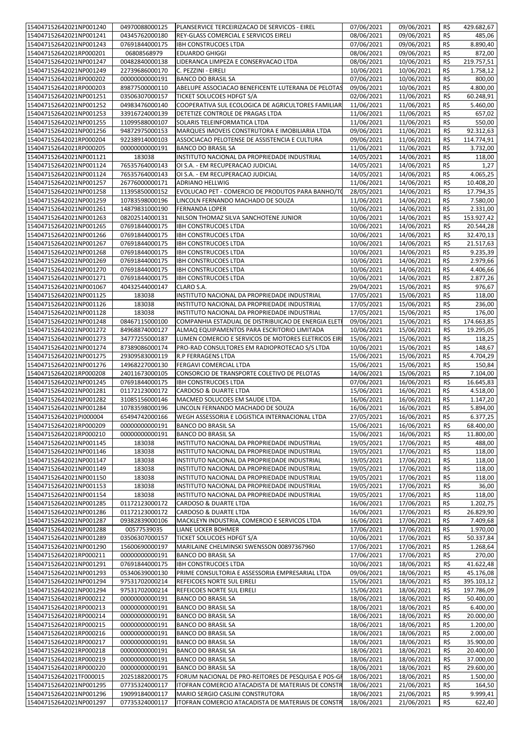| | | | | | | |
|---|---|---|---|---|---|---|
| 154047152642021NP001240 | 04970088000125 | PLANSERVICE TERCEIRIZACAO DE SERVICOS - EIREL | 07/06/2021 | 09/06/2021 | R$ | 429.682,67 |
| 154047152642021NP001241 | 04345762000180 | REY-GLASS COMERCIAL E SERVICOS EIRELI | 08/06/2021 | 09/06/2021 | R$ | 485,06 |
| 154047152642021NP001243 | 07691844000175 | IBH CONSTRUCOES LTDA | 07/06/2021 | 09/06/2021 | R$ | 8.890,40 |
| 154047152642021RP000201 | 06808568979 | EDUARDO GHIGGI | 08/06/2021 | 09/06/2021 | R$ | 872,00 |
| 154047152642021NP001247 | 00482840000138 | LIDERANCA LIMPEZA E CONSERVACAO LTDA | 08/06/2021 | 10/06/2021 | R$ | 219.757,51 |
| 154047152642021NP001249 | 22739686000170 | C. PEZZINI - EIRELI | 10/06/2021 | 10/06/2021 | R$ | 1.758,12 |
| 154047152642021RP000202 | 00000000000191 | BANCO DO BRASIL SA | 07/06/2021 | 10/06/2021 | R$ | 800,00 |
| 154047152642021RP000203 | 89877500000110 | ABELUPE ASSOCIACAO BENEFICENTE LUTERANA DE PELOTAS | 09/06/2021 | 10/06/2021 | R$ | 4.800,00 |
| 154047152642021NP001251 | 03506307000157 | TICKET SOLUCOES HDFGT S/A | 02/06/2021 | 11/06/2021 | R$ | 60.248,91 |
| 154047152642021NP001252 | 04983476000140 | COOPERATIVA SUL ECOLOGICA DE AGRICULTORES FAMILIAR | 11/06/2021 | 11/06/2021 | R$ | 5.460,00 |
| 154047152642021NP001253 | 33916724000139 | DETETIZE CONTROLE DE PRAGAS LTDA | 11/06/2021 | 11/06/2021 | R$ | 657,02 |
| 154047152642021NP001255 | 11099588000107 | SOLARIS TELEINFORMATICA LTDA | 11/06/2021 | 11/06/2021 | R$ | 550,00 |
| 154047152642021NP001256 | 94872975000153 | MARQUES IMOVEIS CONSTRUTORA E IMOBILIARIA LTDA | 09/06/2021 | 11/06/2021 | R$ | 92.312,63 |
| 154047152642021RP000204 | 92238914000103 | ASSOCIACAO PELOTENSE DE ASSISTENCIA E CULTURA | 09/06/2021 | 11/06/2021 | R$ | 114.774,91 |
| 154047152642021RP000205 | 00000000000191 | BANCO DO BRASIL SA | 11/06/2021 | 11/06/2021 | R$ | 3.732,00 |
| 154047152642021NP001121 | 183038 | INSTITUTO NACIONAL DA PROPRIEDADE INDUSTRIAL | 14/05/2021 | 14/06/2021 | R$ | 118,00 |
| 154047152642021NP001124 | 76535764000143 | OI S.A. - EM RECUPERACAO JUDICIAL | 14/05/2021 | 14/06/2021 | R$ | 1,27 |
| 154047152642021NP001124 | 76535764000143 | OI S.A. - EM RECUPERACAO JUDICIAL | 14/05/2021 | 14/06/2021 | R$ | 4.065,25 |
| 154047152642021NP001257 | 26776000000171 | ADRIANO HELLWIG | 11/06/2021 | 14/06/2021 | R$ | 10.408,20 |
| 154047152642021NP001258 | 11395850000152 | EVOLUCAO PET - COMERCIO DE PRODUTOS PARA BANHO/TO | 28/05/2021 | 14/06/2021 | R$ | 17.794,35 |
| 154047152642021NP001259 | 10783598000196 | LINCOLN FERNANDO MACHADO DE SOUZA | 11/06/2021 | 14/06/2021 | R$ | 7.580,00 |
| 154047152642021NP001261 | 14879831000190 | FERNANDA LOPER | 10/06/2021 | 14/06/2021 | R$ | 2.331,00 |
| 154047152642021NP001263 | 08202514000131 | NILSON THOMAZ SILVA SANCHOTENE JUNIOR | 10/06/2021 | 14/06/2021 | R$ | 153.927,42 |
| 154047152642021NP001265 | 07691844000175 | IBH CONSTRUCOES LTDA | 10/06/2021 | 14/06/2021 | R$ | 20.544,28 |
| 154047152642021NP001266 | 07691844000175 | IBH CONSTRUCOES LTDA | 10/06/2021 | 14/06/2021 | R$ | 32.470,13 |
| 154047152642021NP001267 | 07691844000175 | IBH CONSTRUCOES LTDA | 10/06/2021 | 14/06/2021 | R$ | 21.517,63 |
| 154047152642021NP001268 | 07691844000175 | IBH CONSTRUCOES LTDA | 10/06/2021 | 14/06/2021 | R$ | 9.235,39 |
| 154047152642021NP001269 | 07691844000175 | IBH CONSTRUCOES LTDA | 10/06/2021 | 14/06/2021 | R$ | 2.979,66 |
| 154047152642021NP001270 | 07691844000175 | IBH CONSTRUCOES LTDA | 10/06/2021 | 14/06/2021 | R$ | 4.406,66 |
| 154047152642021NP001271 | 07691844000175 | IBH CONSTRUCOES LTDA | 10/06/2021 | 14/06/2021 | R$ | 2.877,26 |
| 154047152642021NP001067 | 40432544000147 | CLARO S.A. | 29/04/2021 | 15/06/2021 | R$ | 976,67 |
| 154047152642021NP001125 | 183038 | INSTITUTO NACIONAL DA PROPRIEDADE INDUSTRIAL | 17/05/2021 | 15/06/2021 | R$ | 118,00 |
| 154047152642021NP001126 | 183038 | INSTITUTO NACIONAL DA PROPRIEDADE INDUSTRIAL | 17/05/2021 | 15/06/2021 | R$ | 236,00 |
| 154047152642021NP001128 | 183038 | INSTITUTO NACIONAL DA PROPRIEDADE INDUSTRIAL | 17/05/2021 | 15/06/2021 | R$ | 176,00 |
| 154047152642021NP001248 | 08467115000100 | COMPANHIA ESTADUAL DE DISTRIBUICAO DE ENERGIA ELETI | 09/06/2021 | 15/06/2021 | R$ | 174.663,85 |
| 154047152642021NP001272 | 84968874000127 | ALMAQ EQUIPAMENTOS PARA ESCRITORIO LIMITADA | 10/06/2021 | 15/06/2021 | R$ | 19.295,05 |
| 154047152642021NP001273 | 34777255000187 | LUMEN COMERCIO E SERVICOS DE MOTORES ELETRICOS EIR | 15/06/2021 | 15/06/2021 | R$ | 118,25 |
| 154047152642021NP001274 | 87389086000174 | PRO-RAD CONSULTORES EM RADIOPROTECAO S/S LTDA | 10/06/2021 | 15/06/2021 | R$ | 148,67 |
| 154047152642021NP001275 | 29309583000119 | R.P FERRAGENS LTDA | 15/06/2021 | 15/06/2021 | R$ | 4.704,29 |
| 154047152642021NP001276 | 14968227000130 | FERGAVI COMERCIAL LTDA | 15/06/2021 | 15/06/2021 | R$ | 150,84 |
| 154047152642021RP000208 | 24011673000105 | CONSORCIO DE TRANSPORTE COLETIVO DE PELOTAS | 14/06/2021 | 15/06/2021 | R$ | 7.104,00 |
| 154047152642021NP001245 | 07691844000175 | IBH CONSTRUCOES LTDA | 07/06/2021 | 16/06/2021 | R$ | 16.645,83 |
| 154047152642021NP001281 | 01172123000172 | CARDOSO & DUARTE LTDA | 15/06/2021 | 16/06/2021 | R$ | 4.518,00 |
| 154047152642021NP001282 | 31085156000146 | MACMED SOLUCOES EM SAUDE LTDA. | 16/06/2021 | 16/06/2021 | R$ | 1.147,20 |
| 154047152642021NP001284 | 10783598000196 | LINCOLN FERNANDO MACHADO DE SOUZA | 16/06/2021 | 16/06/2021 | R$ | 5.894,00 |
| 154047152642021PI000004 | 65494742000166 | WEGH ASSESSORIA E LOGISTICA INTERNACIONAL LTDA | 27/05/2021 | 16/06/2021 | R$ | 6.377,25 |
| 154047152642021RP000209 | 00000000000191 | BANCO DO BRASIL SA | 15/06/2021 | 16/06/2021 | R$ | 68.400,00 |
| 154047152642021RP000210 | 00000000000191 | BANCO DO BRASIL SA | 15/06/2021 | 16/06/2021 | R$ | 11.800,00 |
| 154047152642021NP001145 | 183038 | INSTITUTO NACIONAL DA PROPRIEDADE INDUSTRIAL | 19/05/2021 | 17/06/2021 | R$ | 488,00 |
| 154047152642021NP001146 | 183038 | INSTITUTO NACIONAL DA PROPRIEDADE INDUSTRIAL | 19/05/2021 | 17/06/2021 | R$ | 118,00 |
| 154047152642021NP001147 | 183038 | INSTITUTO NACIONAL DA PROPRIEDADE INDUSTRIAL | 19/05/2021 | 17/06/2021 | R$ | 118,00 |
| 154047152642021NP001149 | 183038 | INSTITUTO NACIONAL DA PROPRIEDADE INDUSTRIAL | 19/05/2021 | 17/06/2021 | R$ | 118,00 |
| 154047152642021NP001150 | 183038 | INSTITUTO NACIONAL DA PROPRIEDADE INDUSTRIAL | 19/05/2021 | 17/06/2021 | R$ | 118,00 |
| 154047152642021NP001153 | 183038 | INSTITUTO NACIONAL DA PROPRIEDADE INDUSTRIAL | 19/05/2021 | 17/06/2021 | R$ | 36,00 |
| 154047152642021NP001154 | 183038 | INSTITUTO NACIONAL DA PROPRIEDADE INDUSTRIAL | 19/05/2021 | 17/06/2021 | R$ | 118,00 |
| 154047152642021NP001285 | 01172123000172 | CARDOSO & DUARTE LTDA | 16/06/2021 | 17/06/2021 | R$ | 1.202,75 |
| 154047152642021NP001286 | 01172123000172 | CARDOSO & DUARTE LTDA | 16/06/2021 | 17/06/2021 | R$ | 26.829,90 |
| 154047152642021NP001287 | 09382839000106 | MACKLEYN INDUSTRIA, COMERCIO E SERVICOS LTDA | 16/06/2021 | 17/06/2021 | R$ | 7.409,68 |
| 154047152642021NP001288 | 00577539035 | LIANE UCKER BOHMER | 17/06/2021 | 17/06/2021 | R$ | 1.970,00 |
| 154047152642021NP001289 | 03506307000157 | TICKET SOLUCOES HDFGT S/A | 10/06/2021 | 17/06/2021 | R$ | 50.337,84 |
| 154047152642021NP001290 | 15600690000197 | MARILAINE CHELMINSKI SWENSSON 00897367960 | 17/06/2021 | 17/06/2021 | R$ | 1.268,64 |
| 154047152642021RP000211 | 00000000000191 | BANCO DO BRASIL SA | 17/06/2021 | 17/06/2021 | R$ | 270,00 |
| 154047152642021NP001291 | 07691844000175 | IBH CONSTRUCOES LTDA | 10/06/2021 | 18/06/2021 | R$ | 41.622,48 |
| 154047152642021NP001293 | 05340639000130 | PRIME CONSULTORIA E ASSESSORIA EMPRESARIAL LTDA | 09/06/2021 | 18/06/2021 | R$ | 45.176,08 |
| 154047152642021NP001294 | 97531702000214 | REFEICOES NORTE SUL EIRELI | 15/06/2021 | 18/06/2021 | R$ | 395.103,12 |
| 154047152642021NP001294 | 97531702000214 | REFEICOES NORTE SUL EIRELI | 15/06/2021 | 18/06/2021 | R$ | 197.786,09 |
| 154047152642021RP000212 | 00000000000191 | BANCO DO BRASIL SA | 18/06/2021 | 18/06/2021 | R$ | 50.400,00 |
| 154047152642021RP000213 | 00000000000191 | BANCO DO BRASIL SA | 18/06/2021 | 18/06/2021 | R$ | 6.400,00 |
| 154047152642021RP000214 | 00000000000191 | BANCO DO BRASIL SA | 18/06/2021 | 18/06/2021 | R$ | 20.000,00 |
| 154047152642021RP000215 | 00000000000191 | BANCO DO BRASIL SA | 18/06/2021 | 18/06/2021 | R$ | 1.200,00 |
| 154047152642021RP000216 | 00000000000191 | BANCO DO BRASIL SA | 18/06/2021 | 18/06/2021 | R$ | 2.000,00 |
| 154047152642021RP000217 | 00000000000191 | BANCO DO BRASIL SA | 18/06/2021 | 18/06/2021 | R$ | 35.900,00 |
| 154047152642021RP000218 | 00000000000191 | BANCO DO BRASIL SA | 18/06/2021 | 18/06/2021 | R$ | 20.400,00 |
| 154047152642021RP000219 | 00000000000191 | BANCO DO BRASIL SA | 18/06/2021 | 18/06/2021 | R$ | 37.000,00 |
| 154047152642021RP000220 | 00000000000191 | BANCO DO BRASIL SA | 18/06/2021 | 18/06/2021 | R$ | 29.600,00 |
| 154047152642021TF000015 | 20251882000175 | FORUM NACIONAL DE PRO-REITORES DE PESQUISA E POS-GI | 18/06/2021 | 18/06/2021 | R$ | 1.500,00 |
| 154047152642021NP001295 | 07735324000117 | ITOFRAN COMERCIO ATACADISTA DE MATERIAIS DE CONSTR | 18/06/2021 | 21/06/2021 | R$ | 164,50 |
| 154047152642021NP001296 | 19099184000117 | MARIO SERGIO CASLINI CONSTRUTORA | 18/06/2021 | 21/06/2021 | R$ | 9.999,41 |
| 154047152642021NP001297 | 07735324000117 | ITOFRAN COMERCIO ATACADISTA DE MATERIAIS DE CONSTR | 18/06/2021 | 21/06/2021 | R$ | 622,40 |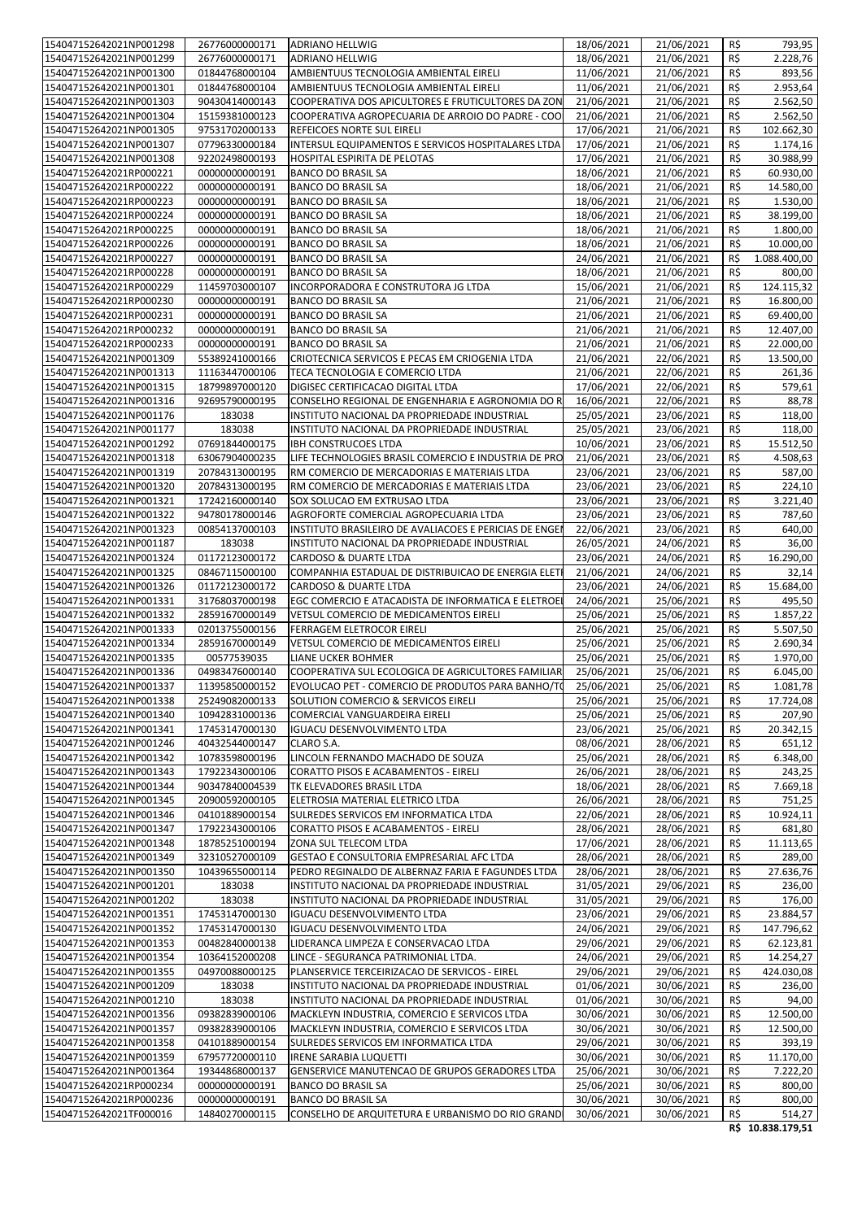| | | | | | | |
|---|---|---|---|---|---|---|
| 154047152642021NP001298 | 26776000000171 | ADRIANO HELLWIG | 18/06/2021 | 21/06/2021 | R$ | 793,95 |
| 154047152642021NP001299 | 26776000000171 | ADRIANO HELLWIG | 18/06/2021 | 21/06/2021 | R$ | 2.228,76 |
| 154047152642021NP001300 | 01844768000104 | AMBIENTUUS TECNOLOGIA AMBIENTAL EIRELI | 11/06/2021 | 21/06/2021 | R$ | 893,56 |
| 154047152642021NP001301 | 01844768000104 | AMBIENTUUS TECNOLOGIA AMBIENTAL EIRELI | 11/06/2021 | 21/06/2021 | R$ | 2.953,64 |
| 154047152642021NP001303 | 90430414000143 | COOPERATIVA DOS APICULTORES E FRUTICULTORES DA ZON | 21/06/2021 | 21/06/2021 | R$ | 2.562,50 |
| 154047152642021NP001304 | 15159381000123 | COOPERATIVA AGROPECUARIA DE ARROIO DO PADRE - COO | 21/06/2021 | 21/06/2021 | R$ | 2.562,50 |
| 154047152642021NP001305 | 97531702000133 | REFEICOES NORTE SUL EIRELI | 17/06/2021 | 21/06/2021 | R$ | 102.662,30 |
| 154047152642021NP001307 | 07796330000184 | INTERSUL EQUIPAMENTOS E SERVICOS HOSPITALARES LTDA | 17/06/2021 | 21/06/2021 | R$ | 1.174,16 |
| 154047152642021NP001308 | 92202498000193 | HOSPITAL ESPIRITA DE PELOTAS | 17/06/2021 | 21/06/2021 | R$ | 30.988,99 |
| 154047152642021RP000221 | 00000000000191 | BANCO DO BRASIL SA | 18/06/2021 | 21/06/2021 | R$ | 60.930,00 |
| 154047152642021RP000222 | 00000000000191 | BANCO DO BRASIL SA | 18/06/2021 | 21/06/2021 | R$ | 14.580,00 |
| 154047152642021RP000223 | 00000000000191 | BANCO DO BRASIL SA | 18/06/2021 | 21/06/2021 | R$ | 1.530,00 |
| 154047152642021RP000224 | 00000000000191 | BANCO DO BRASIL SA | 18/06/2021 | 21/06/2021 | R$ | 38.199,00 |
| 154047152642021RP000225 | 00000000000191 | BANCO DO BRASIL SA | 18/06/2021 | 21/06/2021 | R$ | 1.800,00 |
| 154047152642021RP000226 | 00000000000191 | BANCO DO BRASIL SA | 18/06/2021 | 21/06/2021 | R$ | 10.000,00 |
| 154047152642021RP000227 | 00000000000191 | BANCO DO BRASIL SA | 24/06/2021 | 21/06/2021 | R$ | 1.088.400,00 |
| 154047152642021RP000228 | 00000000000191 | BANCO DO BRASIL SA | 18/06/2021 | 21/06/2021 | R$ | 800,00 |
| 154047152642021RP000229 | 11459703000107 | INCORPORADORA E CONSTRUTORA JG LTDA | 15/06/2021 | 21/06/2021 | R$ | 124.115,32 |
| 154047152642021RP000230 | 00000000000191 | BANCO DO BRASIL SA | 21/06/2021 | 21/06/2021 | R$ | 16.800,00 |
| 154047152642021RP000231 | 00000000000191 | BANCO DO BRASIL SA | 21/06/2021 | 21/06/2021 | R$ | 69.400,00 |
| 154047152642021RP000232 | 00000000000191 | BANCO DO BRASIL SA | 21/06/2021 | 21/06/2021 | R$ | 12.407,00 |
| 154047152642021RP000233 | 00000000000191 | BANCO DO BRASIL SA | 21/06/2021 | 21/06/2021 | R$ | 22.000,00 |
| 154047152642021NP001309 | 55389241000166 | CRIOTECNICA SERVICOS E PECAS EM CRIOGENIA LTDA | 21/06/2021 | 22/06/2021 | R$ | 13.500,00 |
| 154047152642021NP001313 | 11163447000106 | TECA TECNOLOGIA E COMERCIO LTDA | 21/06/2021 | 22/06/2021 | R$ | 261,36 |
| 154047152642021NP001315 | 18799897000120 | DIGISEC CERTIFICACAO DIGITAL LTDA | 17/06/2021 | 22/06/2021 | R$ | 579,61 |
| 154047152642021NP001316 | 92695790000195 | CONSELHO REGIONAL DE ENGENHARIA E AGRONOMIA DO R | 16/06/2021 | 22/06/2021 | R$ | 88,78 |
| 154047152642021NP001176 | 183038 | INSTITUTO NACIONAL DA PROPRIEDADE INDUSTRIAL | 25/05/2021 | 23/06/2021 | R$ | 118,00 |
| 154047152642021NP001177 | 183038 | INSTITUTO NACIONAL DA PROPRIEDADE INDUSTRIAL | 25/05/2021 | 23/06/2021 | R$ | 118,00 |
| 154047152642021NP001292 | 07691844000175 | IBH CONSTRUCOES LTDA | 10/06/2021 | 23/06/2021 | R$ | 15.512,50 |
| 154047152642021NP001318 | 63067904000235 | LIFE TECHNOLOGIES BRASIL COMERCIO E INDUSTRIA DE PRO | 21/06/2021 | 23/06/2021 | R$ | 4.508,63 |
| 154047152642021NP001319 | 20784313000195 | RM COMERCIO DE MERCADORIAS E MATERIAIS LTDA | 23/06/2021 | 23/06/2021 | R$ | 587,00 |
| 154047152642021NP001320 | 20784313000195 | RM COMERCIO DE MERCADORIAS E MATERIAIS LTDA | 23/06/2021 | 23/06/2021 | R$ | 224,10 |
| 154047152642021NP001321 | 17242160000140 | SOX SOLUCAO EM EXTRUSAO LTDA | 23/06/2021 | 23/06/2021 | R$ | 3.221,40 |
| 154047152642021NP001322 | 94780178000146 | AGROFORTE COMERCIAL AGROPECUARIA LTDA | 23/06/2021 | 23/06/2021 | R$ | 787,60 |
| 154047152642021NP001323 | 00854137000103 | INSTITUTO BRASILEIRO DE AVALIACOES E PERICIAS DE ENGEI | 22/06/2021 | 23/06/2021 | R$ | 640,00 |
| 154047152642021NP001187 | 183038 | INSTITUTO NACIONAL DA PROPRIEDADE INDUSTRIAL | 26/05/2021 | 24/06/2021 | R$ | 36,00 |
| 154047152642021NP001324 | 01172123000172 | CARDOSO & DUARTE LTDA | 23/06/2021 | 24/06/2021 | R$ | 16.290,00 |
| 154047152642021NP001325 | 08467115000100 | COMPANHIA ESTADUAL DE DISTRIBUICAO DE ENERGIA ELETI | 21/06/2021 | 24/06/2021 | R$ | 32,14 |
| 154047152642021NP001326 | 01172123000172 | CARDOSO & DUARTE LTDA | 23/06/2021 | 24/06/2021 | R$ | 15.684,00 |
| 154047152642021NP001331 | 31768037000198 | EGC COMERCIO E ATACADISTA DE INFORMATICA E ELETROEI | 24/06/2021 | 25/06/2021 | R$ | 495,50 |
| 154047152642021NP001332 | 28591670000149 | VETSUL COMERCIO DE MEDICAMENTOS EIRELI | 25/06/2021 | 25/06/2021 | R$ | 1.857,22 |
| 154047152642021NP001333 | 02013755000156 | FERRAGEM ELETROCOR EIRELI | 25/06/2021 | 25/06/2021 | R$ | 5.507,50 |
| 154047152642021NP001334 | 28591670000149 | VETSUL COMERCIO DE MEDICAMENTOS EIRELI | 25/06/2021 | 25/06/2021 | R$ | 2.690,34 |
| 154047152642021NP001335 | 00577539035 | LIANE UCKER BOHMER | 25/06/2021 | 25/06/2021 | R$ | 1.970,00 |
| 154047152642021NP001336 | 04983476000140 | COOPERATIVA SUL ECOLOGICA DE AGRICULTORES FAMILIAR | 25/06/2021 | 25/06/2021 | R$ | 6.045,00 |
| 154047152642021NP001337 | 11395850000152 | EVOLUCAO PET - COMERCIO DE PRODUTOS PARA BANHO/T | 25/06/2021 | 25/06/2021 | R$ | 1.081,78 |
| 154047152642021NP001338 | 25249082000133 | SOLUTION COMERCIO & SERVICOS EIRELI | 25/06/2021 | 25/06/2021 | R$ | 17.724,08 |
| 154047152642021NP001340 | 10942831000136 | COMERCIAL VANGUARDEIRA EIRELI | 25/06/2021 | 25/06/2021 | R$ | 207,90 |
| 154047152642021NP001341 | 17453147000130 | IGUACU DESENVOLVIMENTO LTDA | 23/06/2021 | 25/06/2021 | R$ | 20.342,15 |
| 154047152642021NP001246 | 40432544000147 | CLARO S.A. | 08/06/2021 | 28/06/2021 | R$ | 651,12 |
| 154047152642021NP001342 | 10783598000196 | LINCOLN FERNANDO MACHADO DE SOUZA | 25/06/2021 | 28/06/2021 | R$ | 6.348,00 |
| 154047152642021NP001343 | 17922343000106 | CORATTO PISOS E ACABAMENTOS - EIRELI | 26/06/2021 | 28/06/2021 | R$ | 243,25 |
| 154047152642021NP001344 | 90347840004539 | TK ELEVADORES BRASIL LTDA | 18/06/2021 | 28/06/2021 | R$ | 7.669,18 |
| 154047152642021NP001345 | 20900592000105 | ELETROSIA MATERIAL ELETRICO LTDA | 26/06/2021 | 28/06/2021 | R$ | 751,25 |
| 154047152642021NP001346 | 04101889000154 | SULREDES SERVICOS EM INFORMATICA LTDA | 22/06/2021 | 28/06/2021 | R$ | 10.924,11 |
| 154047152642021NP001347 | 17922343000106 | CORATTO PISOS E ACABAMENTOS - EIRELI | 28/06/2021 | 28/06/2021 | R$ | 681,80 |
| 154047152642021NP001348 | 18785251000194 | ZONA SUL TELECOM LTDA | 17/06/2021 | 28/06/2021 | R$ | 11.113,65 |
| 154047152642021NP001349 | 32310527000109 | GESTAO E CONSULTORIA EMPRESARIAL AFC LTDA | 28/06/2021 | 28/06/2021 | R$ | 289,00 |
| 154047152642021NP001350 | 10439655000114 | PEDRO REGINALDO DE ALBERNAZ FARIA E FAGUNDES LTDA | 28/06/2021 | 28/06/2021 | R$ | 27.636,76 |
| 154047152642021NP001201 | 183038 | INSTITUTO NACIONAL DA PROPRIEDADE INDUSTRIAL | 31/05/2021 | 29/06/2021 | R$ | 236,00 |
| 154047152642021NP001202 | 183038 | INSTITUTO NACIONAL DA PROPRIEDADE INDUSTRIAL | 31/05/2021 | 29/06/2021 | R$ | 176,00 |
| 154047152642021NP001351 | 17453147000130 | IGUACU DESENVOLVIMENTO LTDA | 23/06/2021 | 29/06/2021 | R$ | 23.884,57 |
| 154047152642021NP001352 | 17453147000130 | IGUACU DESENVOLVIMENTO LTDA | 24/06/2021 | 29/06/2021 | R$ | 147.796,62 |
| 154047152642021NP001353 | 00482840000138 | LIDERANCA LIMPEZA E CONSERVACAO LTDA | 29/06/2021 | 29/06/2021 | R$ | 62.123,81 |
| 154047152642021NP001354 | 10364152000208 | LINCE - SEGURANCA PATRIMONIAL LTDA. | 24/06/2021 | 29/06/2021 | R$ | 14.254,27 |
| 154047152642021NP001355 | 04970088000125 | PLANSERVICE TERCEIRIZACAO DE SERVICOS - EIREL | 29/06/2021 | 29/06/2021 | R$ | 424.030,08 |
| 154047152642021NP001209 | 183038 | INSTITUTO NACIONAL DA PROPRIEDADE INDUSTRIAL | 01/06/2021 | 30/06/2021 | R$ | 236,00 |
| 154047152642021NP001210 | 183038 | INSTITUTO NACIONAL DA PROPRIEDADE INDUSTRIAL | 01/06/2021 | 30/06/2021 | R$ | 94,00 |
| 154047152642021NP001356 | 09382839000106 | MACKLEYN INDUSTRIA, COMERCIO E SERVICOS LTDA | 30/06/2021 | 30/06/2021 | R$ | 12.500,00 |
| 154047152642021NP001357 | 09382839000106 | MACKLEYN INDUSTRIA, COMERCIO E SERVICOS LTDA | 30/06/2021 | 30/06/2021 | R$ | 12.500,00 |
| 154047152642021NP001358 | 04101889000154 | SULREDES SERVICOS EM INFORMATICA LTDA | 29/06/2021 | 30/06/2021 | R$ | 393,19 |
| 154047152642021NP001359 | 67957720000110 | IRENE SARABIA LUQUETTI | 30/06/2021 | 30/06/2021 | R$ | 11.170,00 |
| 154047152642021NP001364 | 19344868000137 | GENSERVICE MANUTENCAO DE GRUPOS GERADORES LTDA | 25/06/2021 | 30/06/2021 | R$ | 7.222,20 |
| 154047152642021RP000234 | 00000000000191 | BANCO DO BRASIL SA | 25/06/2021 | 30/06/2021 | R$ | 800,00 |
| 154047152642021RP000236 | 00000000000191 | BANCO DO BRASIL SA | 30/06/2021 | 30/06/2021 | R$ | 800,00 |
| 154047152642021TF000016 | 14840270000115 | CONSELHO DE ARQUITETURA E URBANISMO DO RIO GRAND | 30/06/2021 | 30/06/2021 | R$ | 514,27 |
| | | | | | **R$** | **10.838.179,51** |